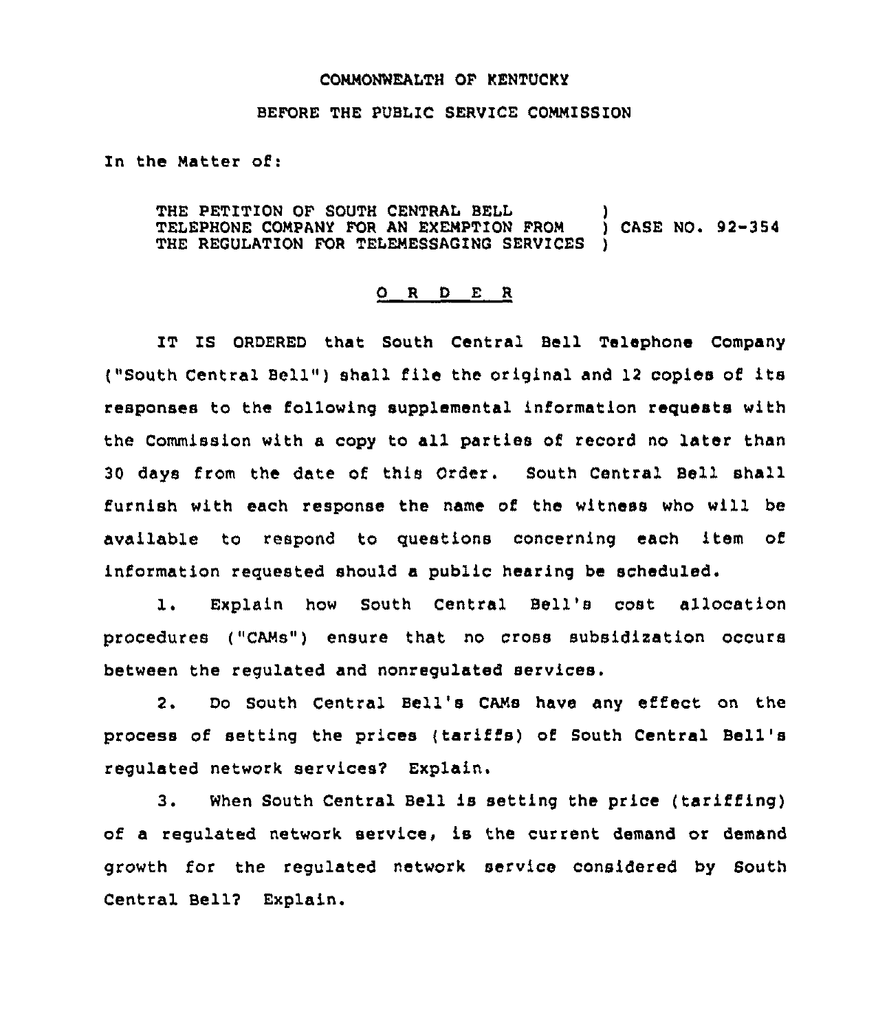COMMONWEALTH OF KENTUCKY

BEFORE THE PUBLIC SERVICE COMMISSION

In the Matter of:

THE PETITION OF SOUTH CENTRAL BELL TELEPHONE COMPANY FOR AN EXEMPTION FROM THE REGULATION FOR TELEMESSAGING SERVICES ) CASE NO. 92-354

O R D E R

IT IS ORDERED that South Central Bell Telephone Company ("South Central Bell") shall file the original and 12 copies of its responses to the following supplemental information requests with the Commission with a copy to all parties of record no later than 30 days from the date of this Order. South Central Bell shall furnish with each response the name of the witness who will be available to respond to questions concerning each item of information requested should a public hearing be scheduled.

1. Explain how South Central Bell's cost allocation procedures ("CAMs") ensure that no cross subsidization occurs between the regulated and nonregulated services.

2. Do South Central Bell's CAMs have any effect on the process of setting the prices (tariffs) of South Central Bell's regulated network services? Explain.

3. When South Central Bell is setting the price (tariffing) of a regulated network service, is the current demand or demand growth for the regulated network service considered by South Central Bell? Explain.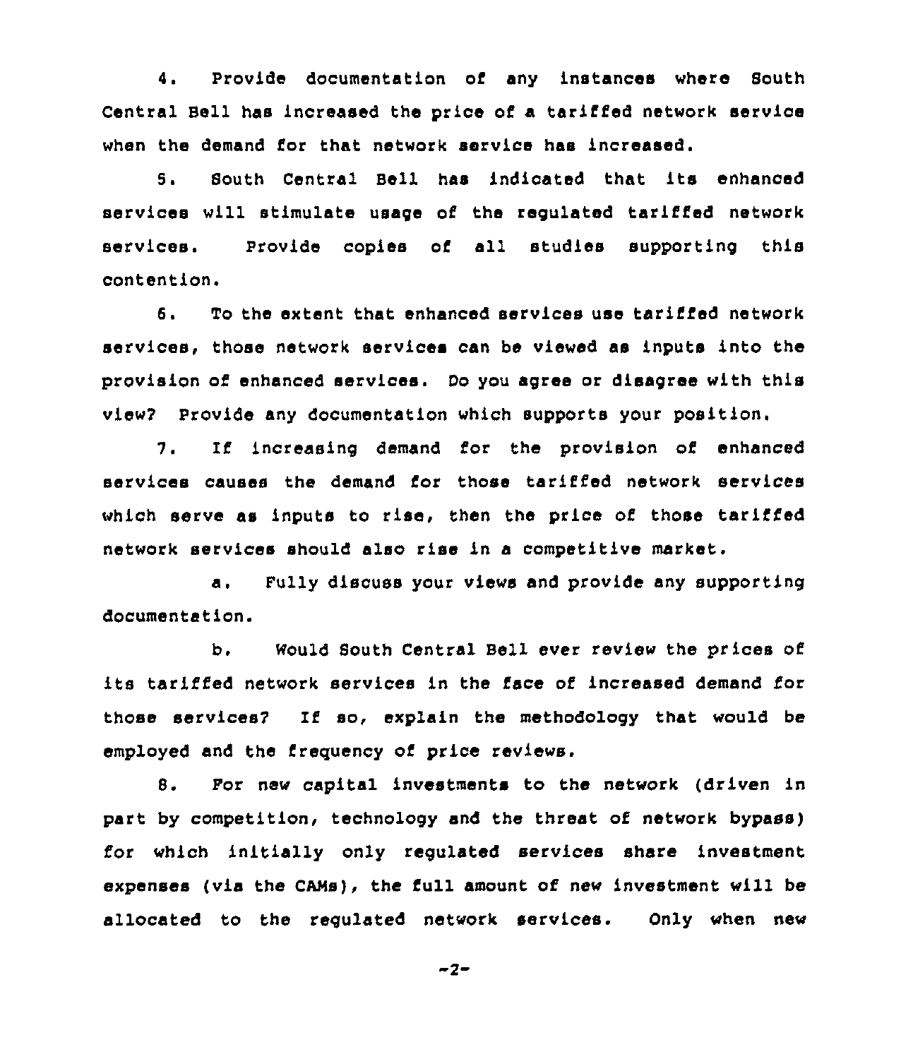4. Provide documentation of any instances where South Central Bell has increased the price of a tariffed network service when the demand for that network service has increased.

5. South Central Bell has indicated that its enhanced services will stimulate usage of the regulated tariffed network services. Provide copies of all studies supporting this contention.

6. To the extent that enhanced services use tariffed network services, those network services can be viewed as inputs into the provision of enhanced services. Do you agree or disagree with this view? Provide any documentation which supports your position.

7. If increasing demand for the provision of enhanced services causes the demand for those tariffed network services which serve as inputs to rise, then the price of those tariffed network services should also rise in a competitive market.

a. Fully discuss your views and provide any supporting documentation.

b. Would South Central Bell ever review the prices of its tariffed network services in the face of increased demand for those services? If so, explain the methodology that would be employed and the frequency of price reviews.

8. For new capital investments to the network (driven in part by competition, technology and the threat of network bypass) for which initially only regulated services share investment expenses (via the CAMs), the full amount of new investment will be allocated to the regulated network services. Only when new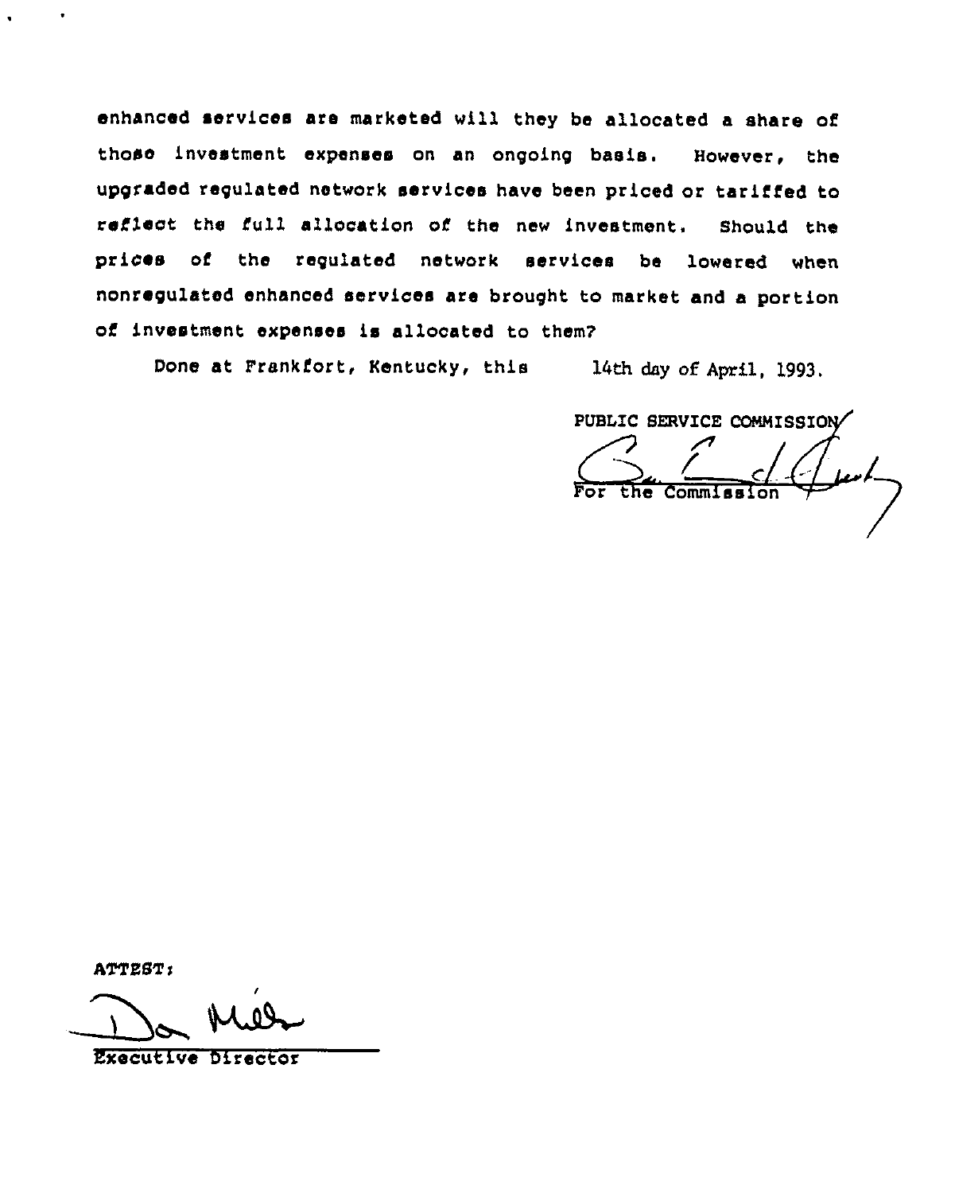enhanced services are marketed will they be allocated a share of those investment expenses on an ongoing basis. However, the upgraded regulated network services have been priced or tariffed to reflect the full allocation of the new investment. Should the prices of the regulated network services be lowered when nonregulated enhanced services are brought to market and a portion of investment expenses is allocated to them?

Done at Frankfort, Kentucky, this 14th day of April, 1993.

PUBLIC SERVICE COMMISSION

For the Commission

ATTEST:

Executive Director